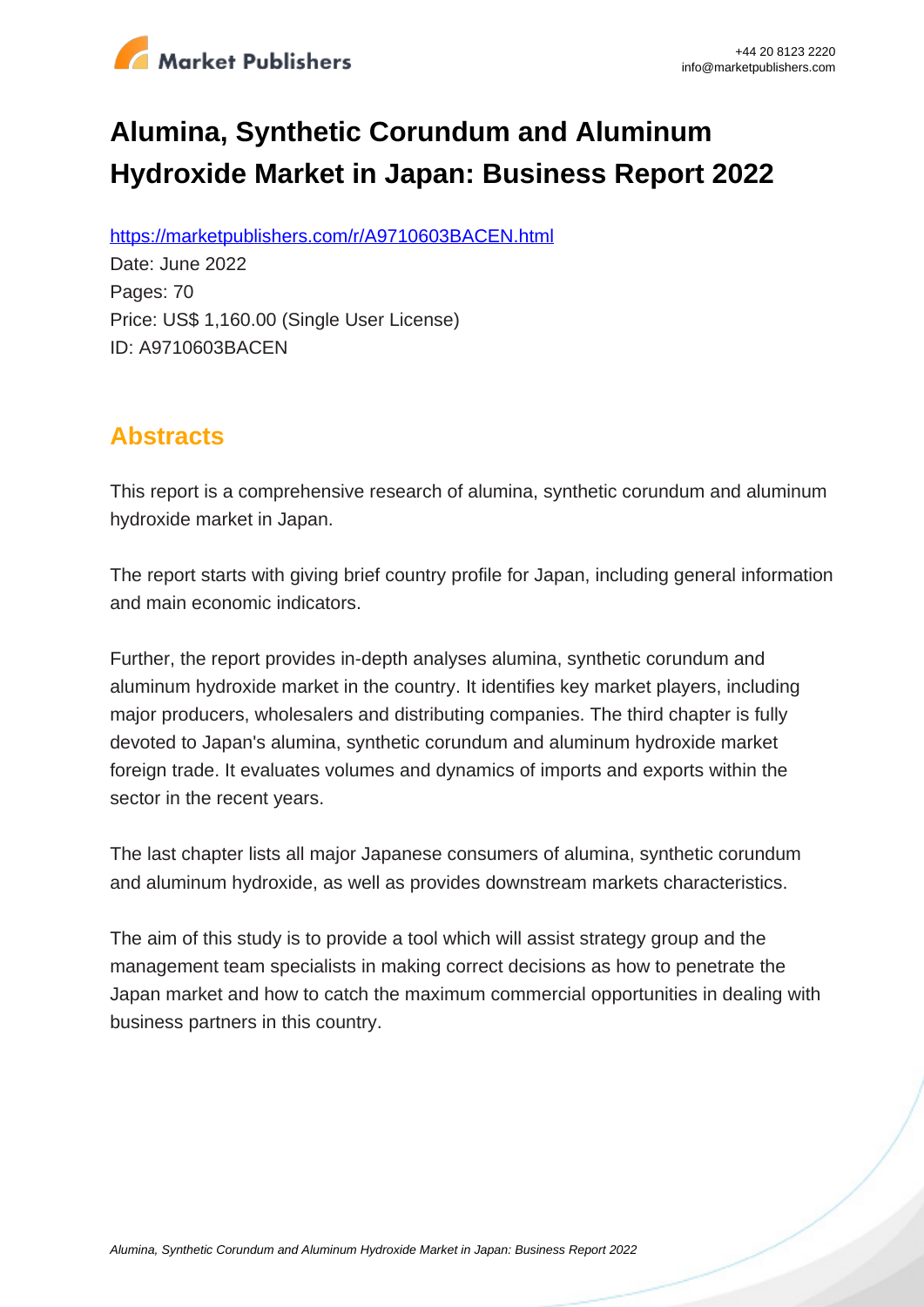# Alumina, Synthetic Corundum and Aluminum Hydroxide Market in Japan: Business Report 2022

https://marketpublishers.com/r/A9710603BACEN.html

Date: June 2022

Pages: 70

Price: US$ 1,160.00 (Single User License)

ID: A9710603BACEN

## Abstracts

This report is a comprehensive research of alumina, synthetic corundum and aluminum hydroxide market in Japan.

The report starts with giving brief country profile for Japan, including general information and main economic indicators.

Further, the report provides in-depth analyses alumina, synthetic corundum and aluminum hydroxide market in the country. It identifies key market players, including major producers, wholesalers and distributing companies. The third chapter is fully devoted to Japan's alumina, synthetic corundum and aluminum hydroxide market foreign trade. It evaluates volumes and dynamics of imports and exports within the sector in the recent years.

The last chapter lists all major Japanese consumers of alumina, synthetic corundum and aluminum hydroxide, as well as provides downstream markets characteristics.

The aim of this study is to provide a tool which will assist strategy group and the management team specialists in making correct decisions as how to penetrate the Japan market and how to catch the maximum commercial opportunities in dealing with business partners in this country.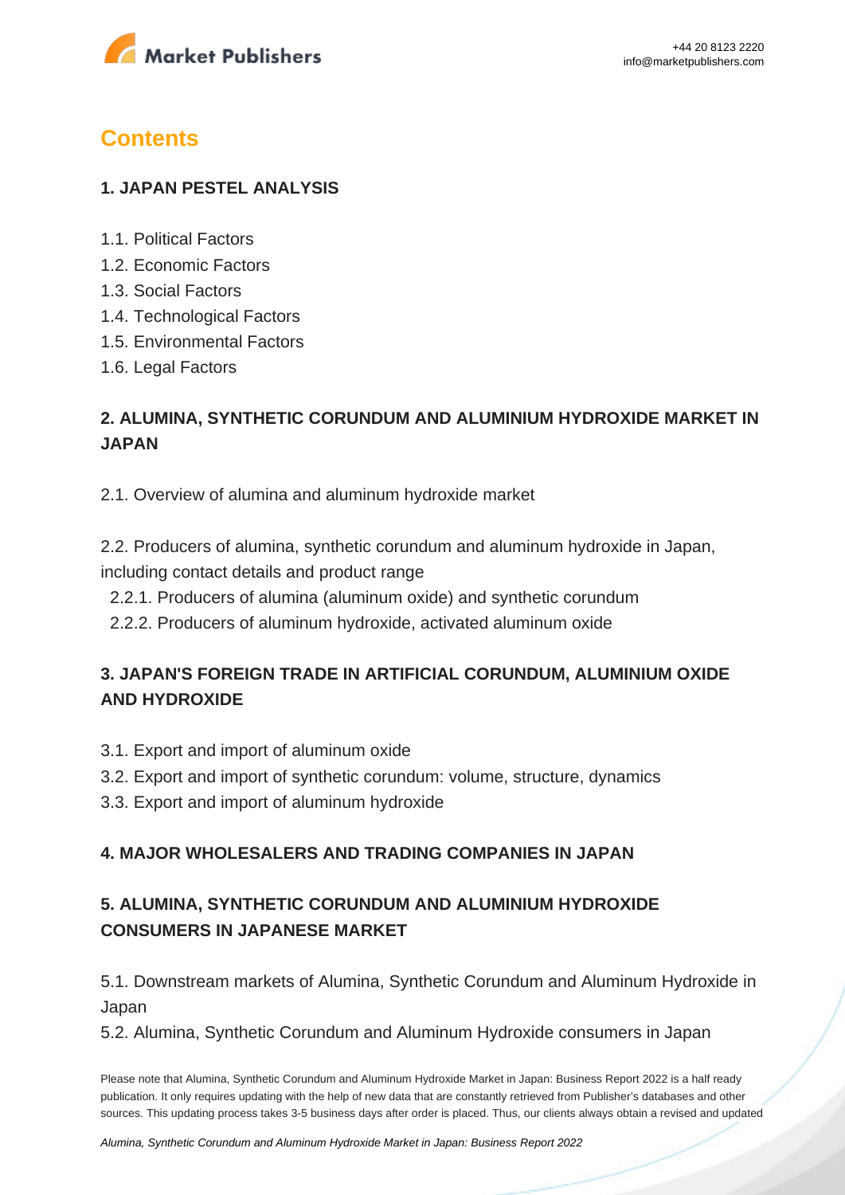# Contents

## 1. JAPAN PESTEL ANALYSIS

1.1. Political Factors
1.2. Economic Factors
1.3. Social Factors
1.4. Technological Factors
1.5. Environmental Factors
1.6. Legal Factors

## 2. ALUMINA, SYNTHETIC CORUNDUM AND ALUMINIUM HYDROXIDE MARKET IN JAPAN

2.1. Overview of alumina and aluminum hydroxide market

2.2. Producers of alumina, synthetic corundum and aluminum hydroxide in Japan, including contact details and product range

2.2.1. Producers of alumina (aluminum oxide) and synthetic corundum
2.2.2. Producers of aluminum hydroxide, activated aluminum oxide

## 3. JAPAN'S FOREIGN TRADE IN ARTIFICIAL CORUNDUM, ALUMINIUM OXIDE AND HYDROXIDE

3.1. Export and import of aluminum oxide
3.2. Export and import of synthetic corundum: volume, structure, dynamics
3.3. Export and import of aluminum hydroxide

## 4. MAJOR WHOLESALERS AND TRADING COMPANIES IN JAPAN

## 5. ALUMINA, SYNTHETIC CORUNDUM AND ALUMINIUM HYDROXIDE CONSUMERS IN JAPANESE MARKET

5.1. Downstream markets of Alumina, Synthetic Corundum and Aluminum Hydroxide in Japan
5.2. Alumina, Synthetic Corundum and Aluminum Hydroxide consumers in Japan

Please note that Alumina, Synthetic Corundum and Aluminum Hydroxide Market in Japan: Business Report 2022 is a half ready publication. It only requires updating with the help of new data that are constantly retrieved from Publisher's databases and other sources. This updating process takes 3-5 business days after order is placed. Thus, our clients always obtain a revised and updated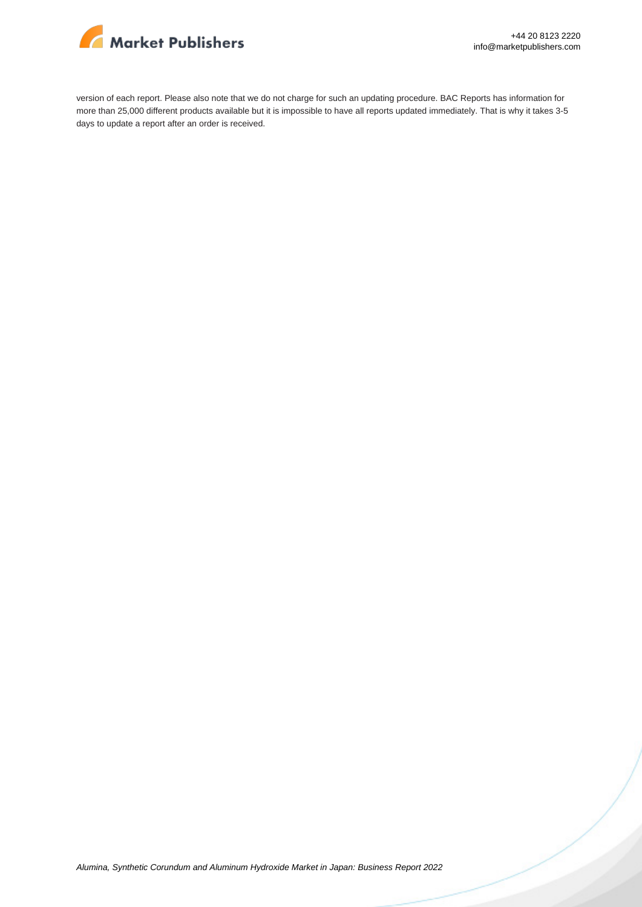version of each report. Please also note that we do not charge for such an updating procedure. BAC Reports has information for more than 25,000 different products available but it is impossible to have all reports updated immediately. That is why it takes 3-5 days to update a report after an order is received.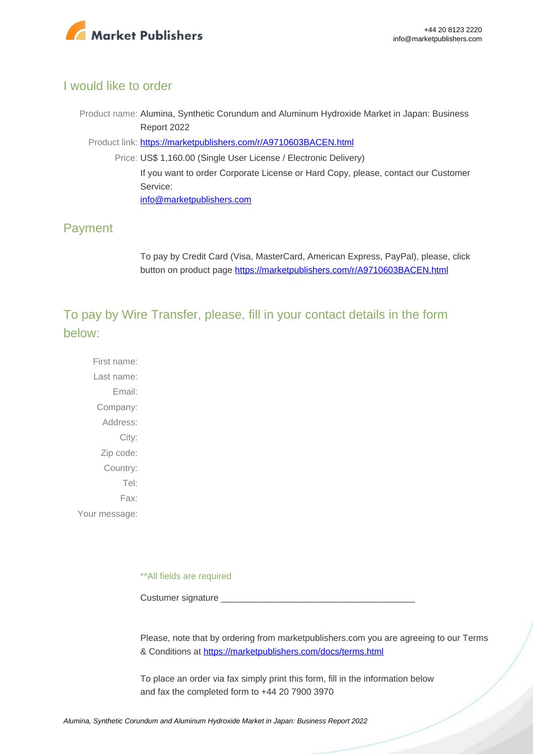## I would like to order

Product name: Alumina, Synthetic Corundum and Aluminum Hydroxide Market in Japan: Business Report 2022

Product link: [https://marketpublishers.com/r/A9710603BACEN.html](https://marketpublishers.com/r/A9710603BACEN.html)

Price: US$ 1,160.00 (Single User License / Electronic Delivery)

If you want to order Corporate License or Hard Copy, please, contact our Customer Service:

[info@marketpublishers.com](mailto:info@marketpublishers.com)

## Payment

To pay by Credit Card (Visa, MasterCard, American Express, PayPal), please, click button on product page [https://marketpublishers.com/r/A9710603BACEN.html](https://marketpublishers.com/r/A9710603BACEN.html)

## To pay by Wire Transfer, please, fill in your contact details in the form below:

First name:

Last name:

Email:

Company:

Address:

City:

Zip code:

Country:

Tel:

Fax:

Your message:

**All fields are required

Custumer signature _______________________________________

Please, note that by ordering from marketpublishers.com you are agreeing to our Terms & Conditions at [https://marketpublishers.com/docs/terms.html](https://marketpublishers.com/docs/terms.html)

To place an order via fax simply print this form, fill in the information below and fax the completed form to +44 20 7900 3970